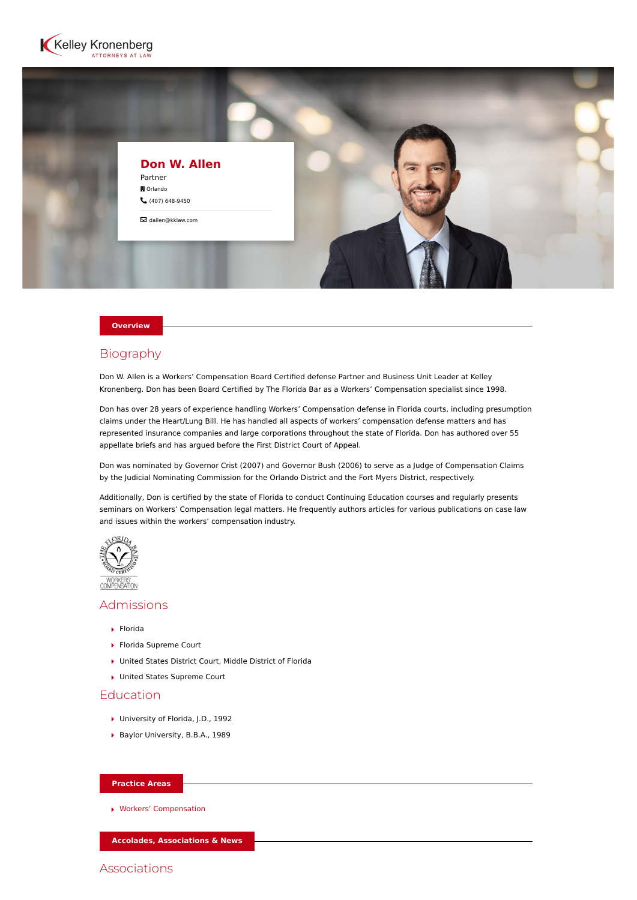Kelley Kronenberg
ATTORNEYS AT LAW

# Don W. Allen

Partner

Orlando

(407) 648-9450

dallen@kklaw.com

**Overview**

## Biography

Don W. Allen is a Workers' Compensation Board Certified defense Partner and Business Unit Leader at Kelley Kronenberg. Don has been Board Certified by The Florida Bar as a Workers' Compensation specialist since 1998.

Don has over 28 years of experience handling Workers' Compensation defense in Florida courts, including presumption claims under the Heart/Lung Bill. He has handled all aspects of workers' compensation defense matters and has represented insurance companies and large corporations throughout the state of Florida. Don has authored over 55 appellate briefs and has argued before the First District Court of Appeal.

Don was nominated by Governor Crist (2007) and Governor Bush (2006) to serve as a Judge of Compensation Claims by the Judicial Nominating Commission for the Orlando District and the Fort Myers District, respectively.

Additionally, Don is certified by the state of Florida to conduct Continuing Education courses and regularly presents seminars on Workers' Compensation legal matters. He frequently authors articles for various publications on case law and issues within the workers' compensation industry.

THE FLORIDA BAR BOARD CERTIFIED WORKERS' COMPENSATION

## Admissions

- Florida
- Florida Supreme Court
- United States District Court, Middle District of Florida
- United States Supreme Court

## Education

- University of Florida, J.D., 1992
- Baylor University, B.B.A., 1989

**Practice Areas**

- Workers' Compensation

**Accolades, Associations & News**

## Associations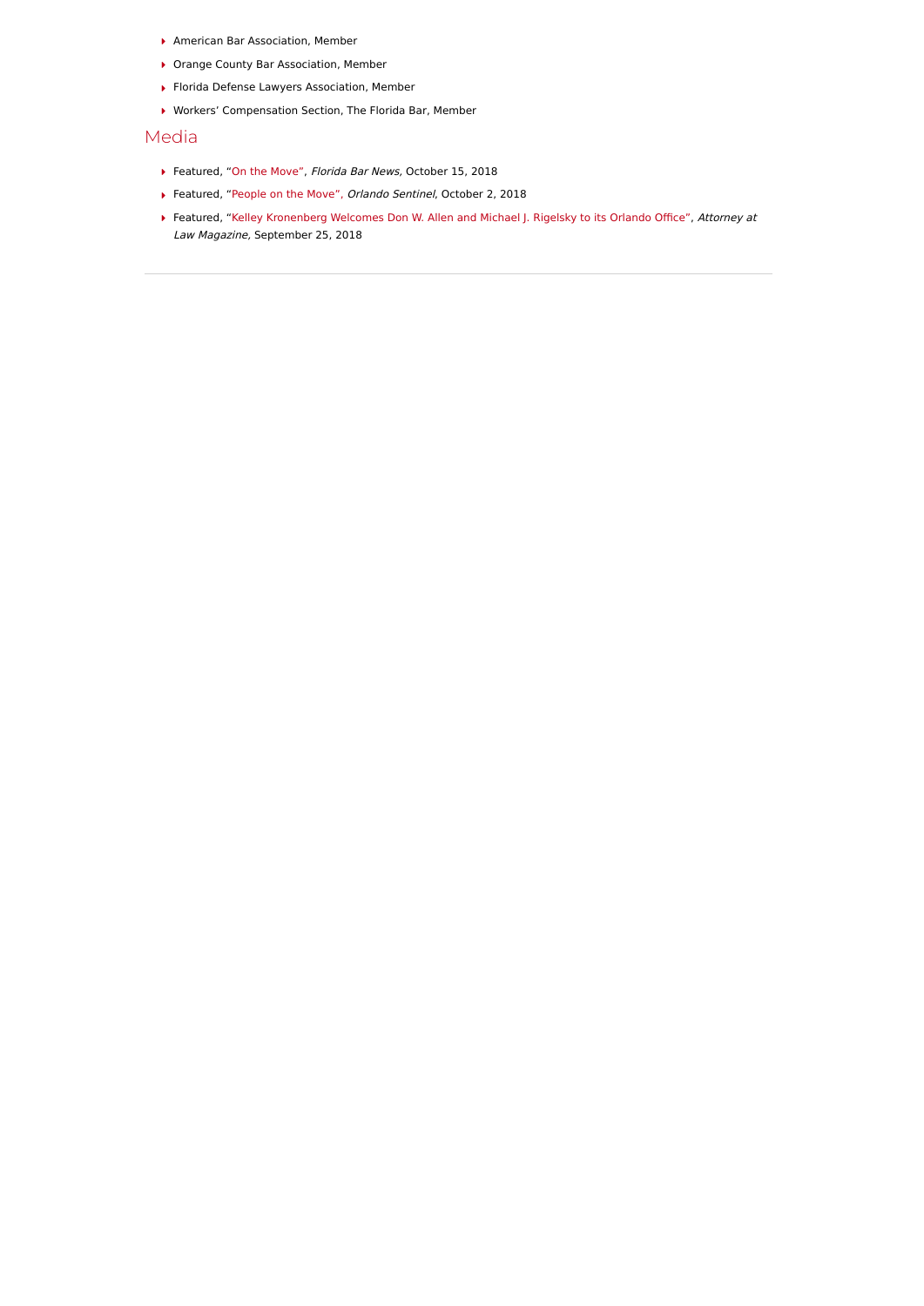- American Bar Association, Member
- Orange County Bar Association, Member
- Florida Defense Lawyers Association, Member
- Workers' Compensation Section, The Florida Bar, Member

## Media

- Featured, "On the Move", *Florida Bar News,* October 15, 2018
- Featured, "People on the Move", *Orlando Sentinel*, October 2, 2018
- Featured, "Kelley Kronenberg Welcomes Don W. Allen and Michael J. Rigelsky to its Orlando Office", *Attorney at Law Magazine,* September 25, 2018